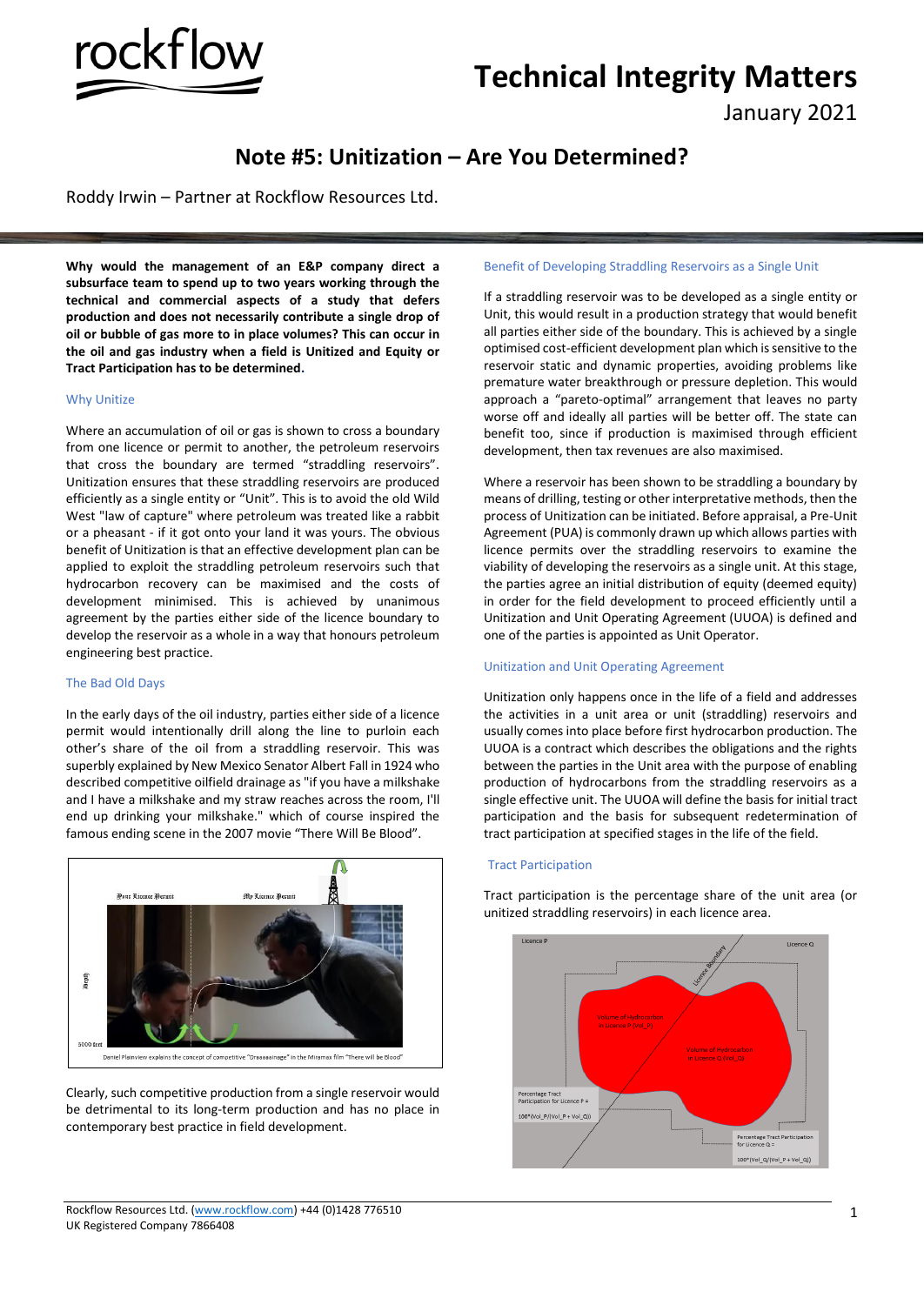# Technical Integrity Matters

January 2021

## Note #5: Unitization – Are You Determined?

Roddy Irwin – Partner at Rockflow Resources Ltd.

**Why would the management of an E&P company direct a subsurface team to spend up to two years working through the technical and commercial aspects of a study that defers production and does not necessarily contribute a single drop of oil or bubble of gas more to in place volumes? This can occur in the oil and gas industry when a field is Unitized and Equity or Tract Participation has to be determined.**

### Why Unitize

Where an accumulation of oil or gas is shown to cross a boundary from one licence or permit to another, the petroleum reservoirs that cross the boundary are termed "straddling reservoirs". Unitization ensures that these straddling reservoirs are produced efficiently as a single entity or "Unit". This is to avoid the old Wild West "law of capture" where petroleum was treated like a rabbit or a pheasant - if it got onto your land it was yours. The obvious benefit of Unitization is that an effective development plan can be applied to exploit the straddling petroleum reservoirs such that hydrocarbon recovery can be maximised and the costs of development minimised. This is achieved by unanimous agreement by the parties either side of the licence boundary to develop the reservoir as a whole in a way that honours petroleum engineering best practice.

### The Bad Old Days

In the early days of the oil industry, parties either side of a licence permit would intentionally drill along the line to purloin each other's share of the oil from a straddling reservoir. This was superbly explained by New Mexico Senator Albert Fall in 1924 who described competitive oilfield drainage as "if you have a milkshake and I have a milkshake and my straw reaches across the room, I'll end up drinking your milkshake." which of course inspired the famous ending scene in the 2007 movie "There Will Be Blood".

Daniel Plainview explains the concept of competitive "Draaaainage" in the Miramax film "There will be Blood"

Clearly, such competitive production from a single reservoir would be detrimental to its long-term production and has no place in contemporary best practice in field development.

### Benefit of Developing Straddling Reservoirs as a Single Unit

If a straddling reservoir was to be developed as a single entity or Unit, this would result in a production strategy that would benefit all parties either side of the boundary. This is achieved by a single optimised cost-efficient development plan which is sensitive to the reservoir static and dynamic properties, avoiding problems like premature water breakthrough or pressure depletion. This would approach a "pareto-optimal" arrangement that leaves no party worse off and ideally all parties will be better off. The state can benefit too, since if production is maximised through efficient development, then tax revenues are also maximised.

Where a reservoir has been shown to be straddling a boundary by means of drilling, testing or other interpretative methods, then the process of Unitization can be initiated. Before appraisal, a Pre-Unit Agreement (PUA) is commonly drawn up which allows parties with licence permits over the straddling reservoirs to examine the viability of developing the reservoirs as a single unit. At this stage, the parties agree an initial distribution of equity (deemed equity) in order for the field development to proceed efficiently until a Unitization and Unit Operating Agreement (UUOA) is defined and one of the parties is appointed as Unit Operator.

### Unitization and Unit Operating Agreement

Unitization only happens once in the life of a field and addresses the activities in a unit area or unit (straddling) reservoirs and usually comes into place before first hydrocarbon production. The UUOA is a contract which describes the obligations and the rights between the parties in the Unit area with the purpose of enabling production of hydrocarbons from the straddling reservoirs as a single effective unit. The UUOA will define the basis for initial tract participation and the basis for subsequent redetermination of tract participation at specified stages in the life of the field.

### Tract Participation

Tract participation is the percentage share of the unit area (or unitized straddling reservoirs) in each licence area.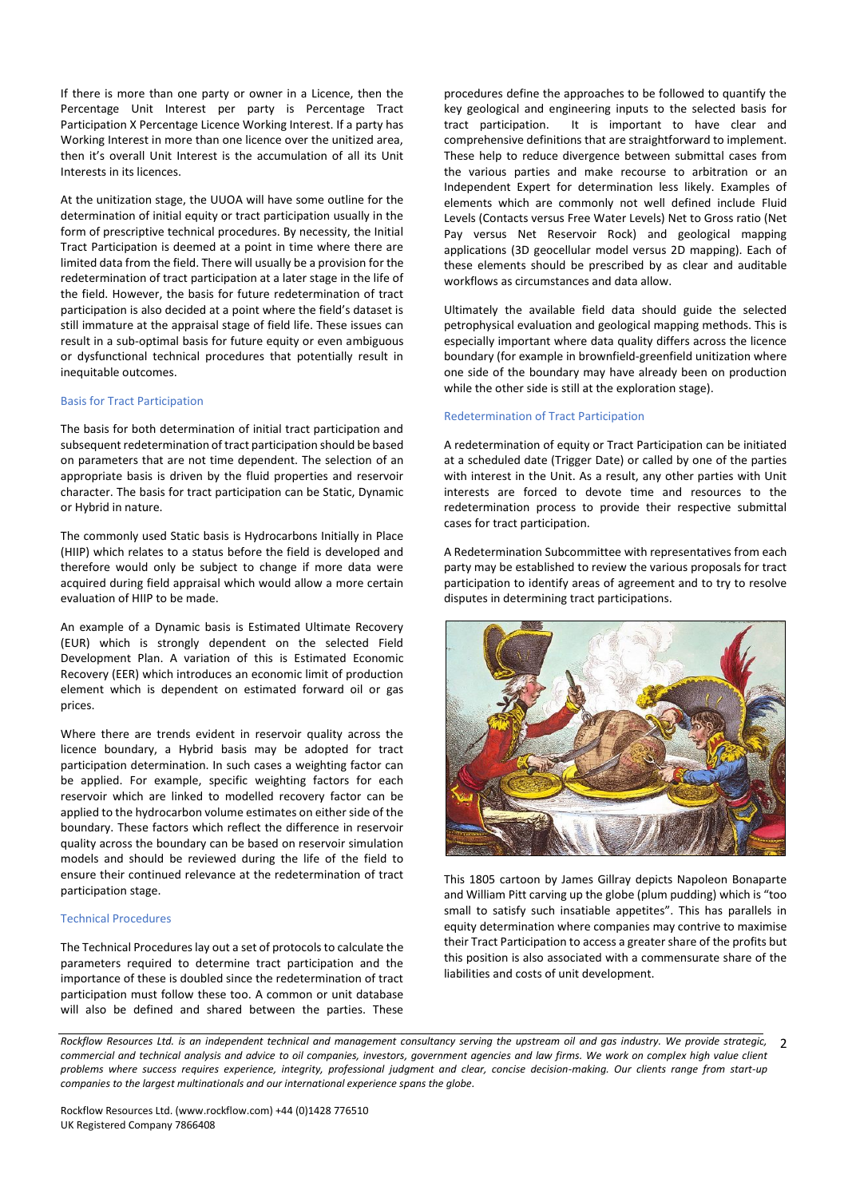If there is more than one party or owner in a Licence, then the Percentage Unit Interest per party is Percentage Tract Participation X Percentage Licence Working Interest. If a party has Working Interest in more than one licence over the unitized area, then it's overall Unit Interest is the accumulation of all its Unit Interests in its licences.

At the unitization stage, the UUOA will have some outline for the determination of initial equity or tract participation usually in the form of prescriptive technical procedures. By necessity, the Initial Tract Participation is deemed at a point in time where there are limited data from the field. There will usually be a provision for the redetermination of tract participation at a later stage in the life of the field. However, the basis for future redetermination of tract participation is also decided at a point where the field's dataset is still immature at the appraisal stage of field life. These issues can result in a sub-optimal basis for future equity or even ambiguous or dysfunctional technical procedures that potentially result in inequitable outcomes.

### Basis for Tract Participation

The basis for both determination of initial tract participation and subsequent redetermination of tract participation should be based on parameters that are not time dependent. The selection of an appropriate basis is driven by the fluid properties and reservoir character. The basis for tract participation can be Static, Dynamic or Hybrid in nature.

The commonly used Static basis is Hydrocarbons Initially in Place (HIIP) which relates to a status before the field is developed and therefore would only be subject to change if more data were acquired during field appraisal which would allow a more certain evaluation of HIIP to be made.

An example of a Dynamic basis is Estimated Ultimate Recovery (EUR) which is strongly dependent on the selected Field Development Plan. A variation of this is Estimated Economic Recovery (EER) which introduces an economic limit of production element which is dependent on estimated forward oil or gas prices.

Where there are trends evident in reservoir quality across the licence boundary, a Hybrid basis may be adopted for tract participation determination. In such cases a weighting factor can be applied. For example, specific weighting factors for each reservoir which are linked to modelled recovery factor can be applied to the hydrocarbon volume estimates on either side of the boundary. These factors which reflect the difference in reservoir quality across the boundary can be based on reservoir simulation models and should be reviewed during the life of the field to ensure their continued relevance at the redetermination of tract participation stage.

### Technical Procedures

The Technical Procedures lay out a set of protocols to calculate the parameters required to determine tract participation and the importance of these is doubled since the redetermination of tract participation must follow these too. A common or unit database will also be defined and shared between the parties. These procedures define the approaches to be followed to quantify the key geological and engineering inputs to the selected basis for tract participation. It is important to have clear and comprehensive definitions that are straightforward to implement. These help to reduce divergence between submittal cases from the various parties and make recourse to arbitration or an Independent Expert for determination less likely. Examples of elements which are commonly not well defined include Fluid Levels (Contacts versus Free Water Levels) Net to Gross ratio (Net Pay versus Net Reservoir Rock) and geological mapping applications (3D geocellular model versus 2D mapping). Each of these elements should be prescribed by as clear and auditable workflows as circumstances and data allow.

Ultimately the available field data should guide the selected petrophysical evaluation and geological mapping methods. This is especially important where data quality differs across the licence boundary (for example in brownfield-greenfield unitization where one side of the boundary may have already been on production while the other side is still at the exploration stage).

### Redetermination of Tract Participation

A redetermination of equity or Tract Participation can be initiated at a scheduled date (Trigger Date) or called by one of the parties with interest in the Unit. As a result, any other parties with Unit interests are forced to devote time and resources to the redetermination process to provide their respective submittal cases for tract participation.

A Redetermination Subcommittee with representatives from each party may be established to review the various proposals for tract participation to identify areas of agreement and to try to resolve disputes in determining tract participations.

This 1805 cartoon by James Gillray depicts Napoleon Bonaparte and William Pitt carving up the globe (plum pudding) which is "too small to satisfy such insatiable appetites". This has parallels in equity determination where companies may contrive to maximise their Tract Participation to access a greater share of the profits but this position is also associated with a commensurate share of the liabilities and costs of unit development.

*Rockflow Resources Ltd. is an independent technical and management consultancy serving the upstream oil and gas industry. We provide strategic, commercial and technical analysis and advice to oil companies, investors, government agencies and law firms. We work on complex high value client problems where success requires experience, integrity, professional judgment and clear, concise decision-making. Our clients range from start-up companies to the largest multinationals and our international experience spans the globe.*

Rockflow Resources Ltd. (www.rockflow.com) +44 (0)1428 776510
UK Registered Company 7866408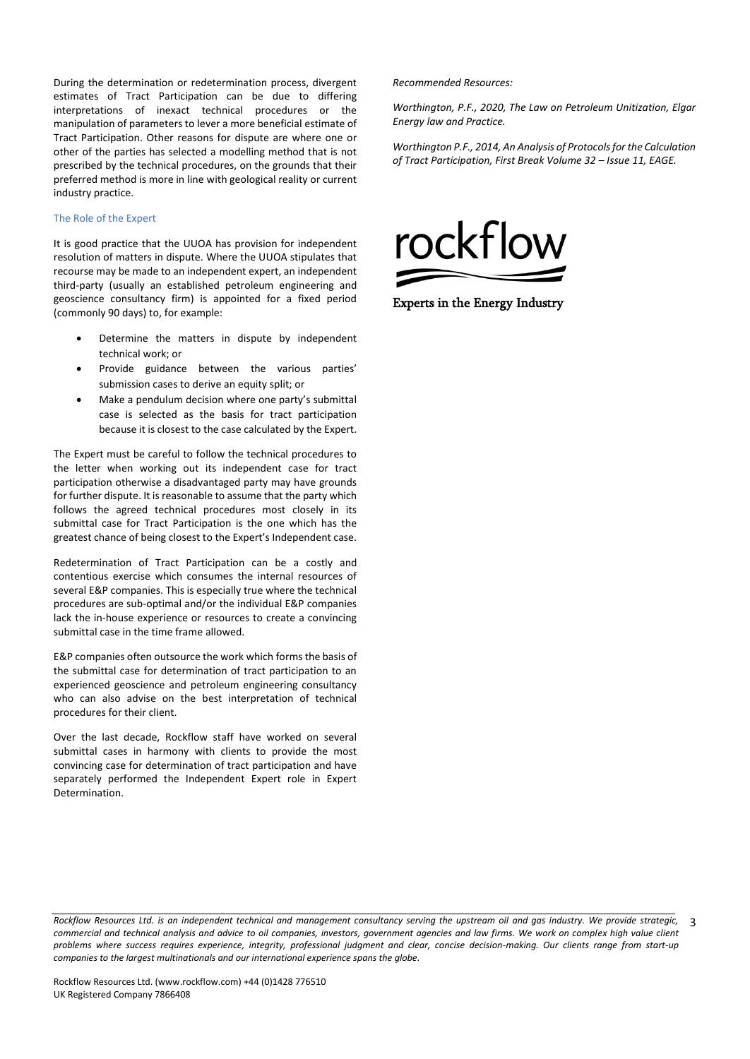During the determination or redetermination process, divergent estimates of Tract Participation can be due to differing interpretations of inexact technical procedures or the manipulation of parameters to lever a more beneficial estimate of Tract Participation. Other reasons for dispute are where one or other of the parties has selected a modelling method that is not prescribed by the technical procedures, on the grounds that their preferred method is more in line with geological reality or current industry practice.

### The Role of the Expert

It is good practice that the UUOA has provision for independent resolution of matters in dispute. Where the UUOA stipulates that recourse may be made to an independent expert, an independent third-party (usually an established petroleum engineering and geoscience consultancy firm) is appointed for a fixed period (commonly 90 days) to, for example:

- Determine the matters in dispute by independent technical work; or
- Provide guidance between the various parties' submission cases to derive an equity split; or
- Make a pendulum decision where one party's submittal case is selected as the basis for tract participation because it is closest to the case calculated by the Expert.

The Expert must be careful to follow the technical procedures to the letter when working out its independent case for tract participation otherwise a disadvantaged party may have grounds for further dispute. It is reasonable to assume that the party which follows the agreed technical procedures most closely in its submittal case for Tract Participation is the one which has the greatest chance of being closest to the Expert's Independent case.

Redetermination of Tract Participation can be a costly and contentious exercise which consumes the internal resources of several E&P companies. This is especially true where the technical procedures are sub-optimal and/or the individual E&P companies lack the in-house experience or resources to create a convincing submittal case in the time frame allowed.

E&P companies often outsource the work which forms the basis of the submittal case for determination of tract participation to an experienced geoscience and petroleum engineering consultancy who can also advise on the best interpretation of technical procedures for their client.

Over the last decade, Rockflow staff have worked on several submittal cases in harmony with clients to provide the most convincing case for determination of tract participation and have separately performed the Independent Expert role in Expert Determination.

*Recommended Resources:*

*Worthington, P.F., 2020, The Law on Petroleum Unitization, Elgar Energy law and Practice.*

*Worthington P.F., 2014, An Analysis of Protocols for the Calculation of Tract Participation, First Break Volume 32 – Issue 11, EAGE.*

rockflow

Experts in the Energy Industry

*Rockflow Resources Ltd. is an independent technical and management consultancy serving the upstream oil and gas industry. We provide strategic, commercial and technical analysis and advice to oil companies, investors, government agencies and law firms. We work on complex high value client problems where success requires experience, integrity, professional judgment and clear, concise decision-making. Our clients range from start-up companies to the largest multinationals and our international experience spans the globe.*

Rockflow Resources Ltd. (www.rockflow.com) +44 (0)1428 776510
UK Registered Company 7866408